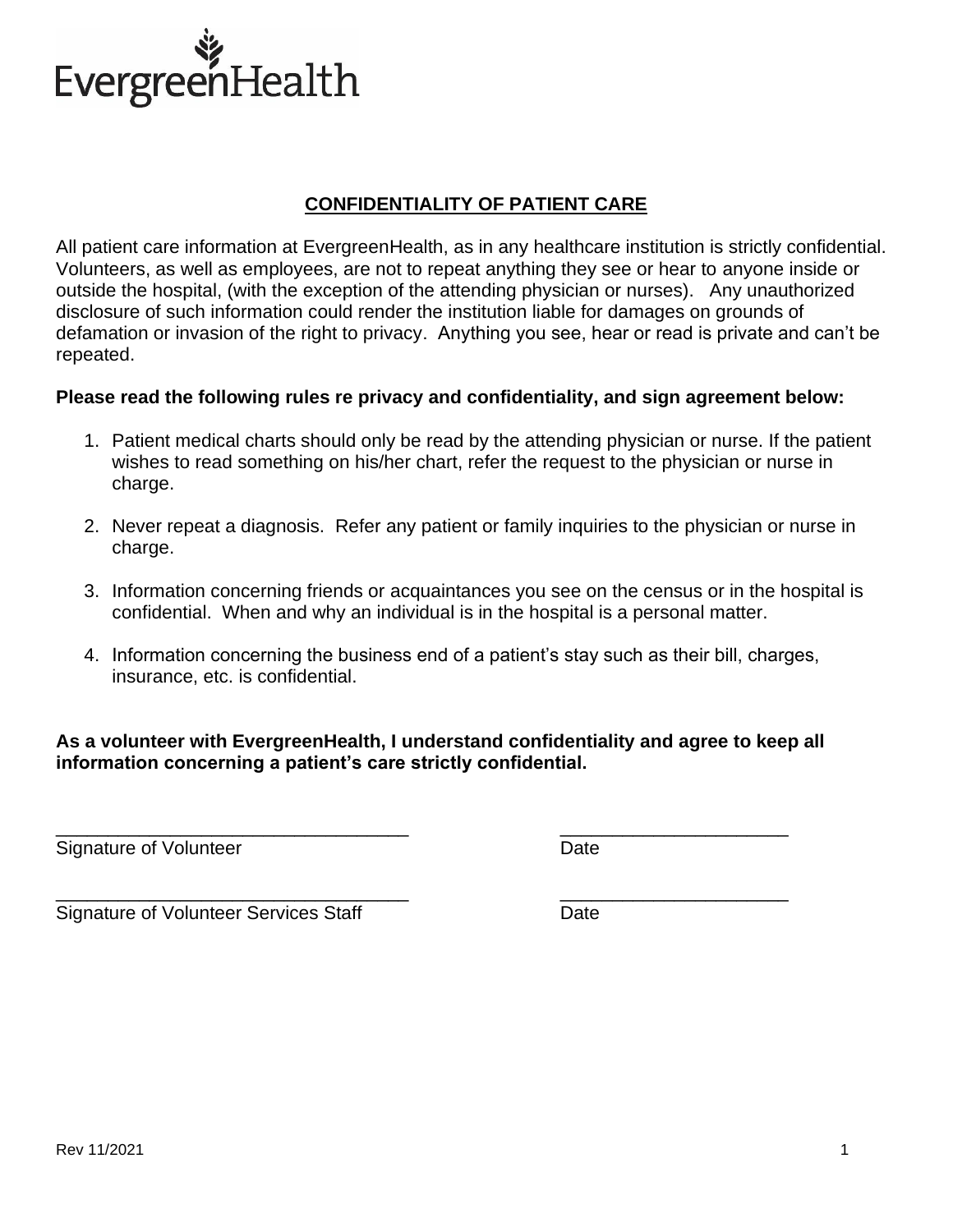EvergreenHealth

## CONFIDENTIALITY OF PATIENT CARE

All patient care information at EvergreenHealth, as in any healthcare institution is strictly confidential. Volunteers, as well as employees, are not to repeat anything they see or hear to anyone inside or outside the hospital, (with the exception of the attending physician or nurses). Any unauthorized disclosure of such information could render the institution liable for damages on grounds of defamation or invasion of the right to privacy. Anything you see, hear or read is private and can't be repeated.

**Please read the following rules re privacy and confidentiality, and sign agreement below:**

1. Patient medical charts should only be read by the attending physician or nurse. If the patient wishes to read something on his/her chart, refer the request to the physician or nurse in charge.

2. Never repeat a diagnosis. Refer any patient or family inquiries to the physician or nurse in charge.

3. Information concerning friends or acquaintances you see on the census or in the hospital is confidential. When and why an individual is in the hospital is a personal matter.

4. Information concerning the business end of a patient's stay such as their bill, charges, insurance, etc. is confidential.

**As a volunteer with EvergreenHealth, I understand confidentiality and agree to keep all information concerning a patient's care strictly confidential.**

___________________________________ ______________________
Signature of Volunteer Date

___________________________________ ______________________
Signature of Volunteer Services Staff Date

Rev 11/2021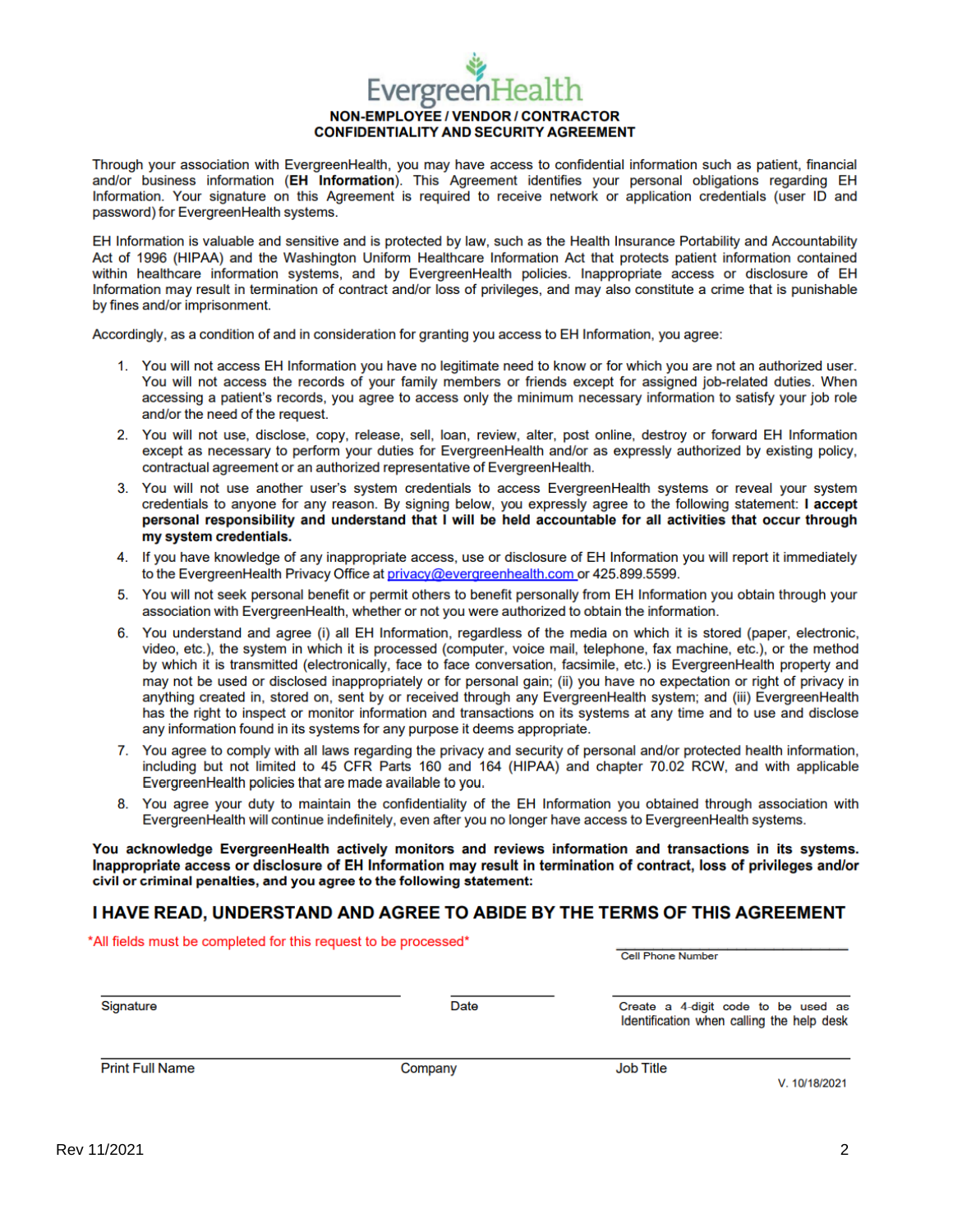EvergreenHealth

# NON-EMPLOYEE / VENDOR / CONTRACTOR CONFIDENTIALITY AND SECURITY AGREEMENT

Through your association with EvergreenHealth, you may have access to confidential information such as patient, financial and/or business information (**EH Information**). This Agreement identifies your personal obligations regarding EH Information. Your signature on this Agreement is required to receive network or application credentials (user ID and password) for EvergreenHealth systems.

EH Information is valuable and sensitive and is protected by law, such as the Health Insurance Portability and Accountability Act of 1996 (HIPAA) and the Washington Uniform Healthcare Information Act that protects patient information contained within healthcare information systems, and by EvergreenHealth policies. Inappropriate access or disclosure of EH Information may result in termination of contract and/or loss of privileges, and may also constitute a crime that is punishable by fines and/or imprisonment.

Accordingly, as a condition of and in consideration for granting you access to EH Information, you agree:

1. You will not access EH Information you have no legitimate need to know or for which you are not an authorized user. You will not access the records of your family members or friends except for assigned job-related duties. When accessing a patient's records, you agree to access only the minimum necessary information to satisfy your job role and/or the need of the request.
2. You will not use, disclose, copy, release, sell, loan, review, alter, post online, destroy or forward EH Information except as necessary to perform your duties for EvergreenHealth and/or as expressly authorized by existing policy, contractual agreement or an authorized representative of EvergreenHealth.
3. You will not use another user's system credentials to access EvergreenHealth systems or reveal your system credentials to anyone for any reason. By signing below, you expressly agree to the following statement: **I accept personal responsibility and understand that I will be held accountable for all activities that occur through my system credentials.**
4. If you have knowledge of any inappropriate access, use or disclosure of EH Information you will report it immediately to the EvergreenHealth Privacy Office at privacy@evergreenhealth.com or 425.899.5599.
5. You will not seek personal benefit or permit others to benefit personally from EH Information you obtain through your association with EvergreenHealth, whether or not you were authorized to obtain the information.
6. You understand and agree (i) all EH Information, regardless of the media on which it is stored (paper, electronic, video, etc.), the system in which it is processed (computer, voice mail, telephone, fax machine, etc.), or the method by which it is transmitted (electronically, face to face conversation, facsimile, etc.) is EvergreenHealth property and may not be used or disclosed inappropriately or for personal gain; (ii) you have no expectation or right of privacy in anything created in, stored on, sent by or received through any EvergreenHealth system; and (iii) EvergreenHealth has the right to inspect or monitor information and transactions on its systems at any time and to use and disclose any information found in its systems for any purpose it deems appropriate.
7. You agree to comply with all laws regarding the privacy and security of personal and/or protected health information, including but not limited to 45 CFR Parts 160 and 164 (HIPAA) and chapter 70.02 RCW, and with applicable EvergreenHealth policies that are made available to you.
8. You agree your duty to maintain the confidentiality of the EH Information you obtained through association with EvergreenHealth will continue indefinitely, even after you no longer have access to EvergreenHealth systems.

**You acknowledge EvergreenHealth actively monitors and reviews information and transactions in its systems. Inappropriate access or disclosure of EH Information may result in termination of contract, loss of privileges and/or civil or criminal penalties, and you agree to the following statement:**

## I HAVE READ, UNDERSTAND AND AGREE TO ABIDE BY THE TERMS OF THIS AGREEMENT

*All fields must be completed for this request to be processed*

\_\_\_\_\_\_\_\_\_\_\_\_\_\_\_\_\_\_\_\_\_\_\_\_
Cell Phone Number

| \_\_\_\_\_\_\_\_\_\_\_\_\_\_\_\_\_\_\_\_ | \_\_\_\_\_\_\_\_\_\_ | \_\_\_\_\_\_\_\_\_\_\_\_\_\_\_\_\_\_\_\_ |
|---|---|---|
| Signature | Date | Create a 4-digit code to be used as Identification when calling the help desk |

| \_\_\_\_\_\_\_\_\_\_\_\_\_\_\_\_\_\_\_\_ | \_\_\_\_\_\_\_\_\_\_\_\_\_\_\_\_\_\_\_\_ | \_\_\_\_\_\_\_\_\_\_\_\_\_\_\_\_\_\_\_\_ |
|---|---|---|
| Print Full Name | Company | Job Title |

V. 10/18/2021

Rev 11/2021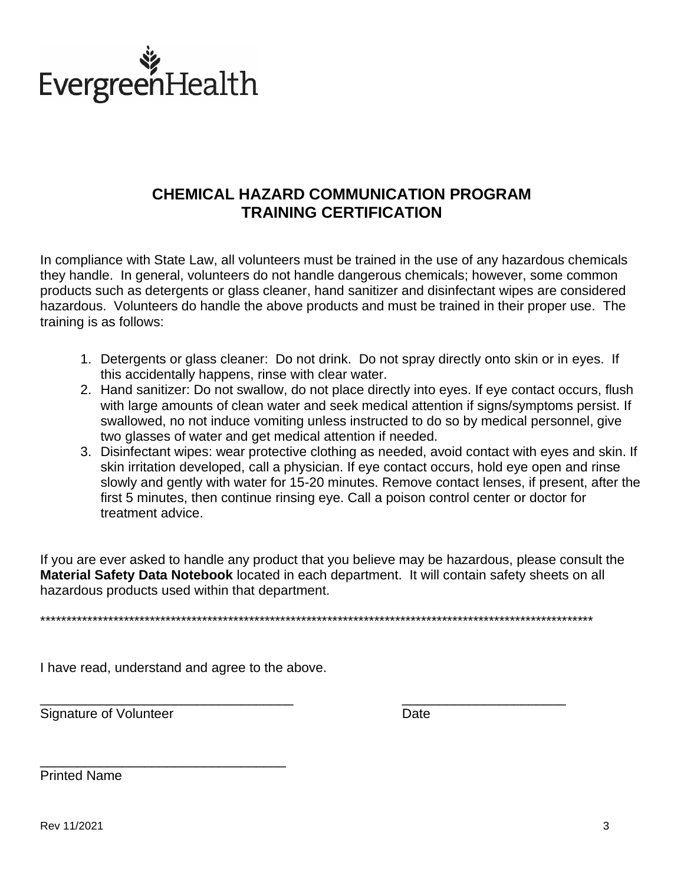EvergreenHealth

# CHEMICAL HAZARD COMMUNICATION PROGRAM
# TRAINING CERTIFICATION

In compliance with State Law, all volunteers must be trained in the use of any hazardous chemicals they handle. In general, volunteers do not handle dangerous chemicals; however, some common products such as detergents or glass cleaner, hand sanitizer and disinfectant wipes are considered hazardous. Volunteers do handle the above products and must be trained in their proper use. The training is as follows:

1. Detergents or glass cleaner: Do not drink. Do not spray directly onto skin or in eyes. If this accidentally happens, rinse with clear water.
2. Hand sanitizer: Do not swallow, do not place directly into eyes. If eye contact occurs, flush with large amounts of clean water and seek medical attention if signs/symptoms persist. If swallowed, no not induce vomiting unless instructed to do so by medical personnel, give two glasses of water and get medical attention if needed.
3. Disinfectant wipes: wear protective clothing as needed, avoid contact with eyes and skin. If skin irritation developed, call a physician. If eye contact occurs, hold eye open and rinse slowly and gently with water for 15-20 minutes. Remove contact lenses, if present, after the first 5 minutes, then continue rinsing eye. Call a poison control center or doctor for treatment advice.

If you are ever asked to handle any product that you believe may be hazardous, please consult the **Material Safety Data Notebook** located in each department. It will contain safety sheets on all hazardous products used within that department.

*******************************************************************************************************

I have read, understand and agree to the above.

\_\_\_\_\_\_\_\_\_\_\_\_\_\_\_\_\_\_\_\_\_\_\_\_\_\_\_\_\_\_\_\_\_\_\_\_ \_\_\_\_\_\_\_\_\_\_\_\_\_\_\_\_\_\_\_\_\_\_\_
Signature of Volunteer Date

\_\_\_\_\_\_\_\_\_\_\_\_\_\_\_\_\_\_\_\_\_\_\_\_\_\_\_\_\_\_\_\_\_\_\_
Printed Name

Rev 11/2021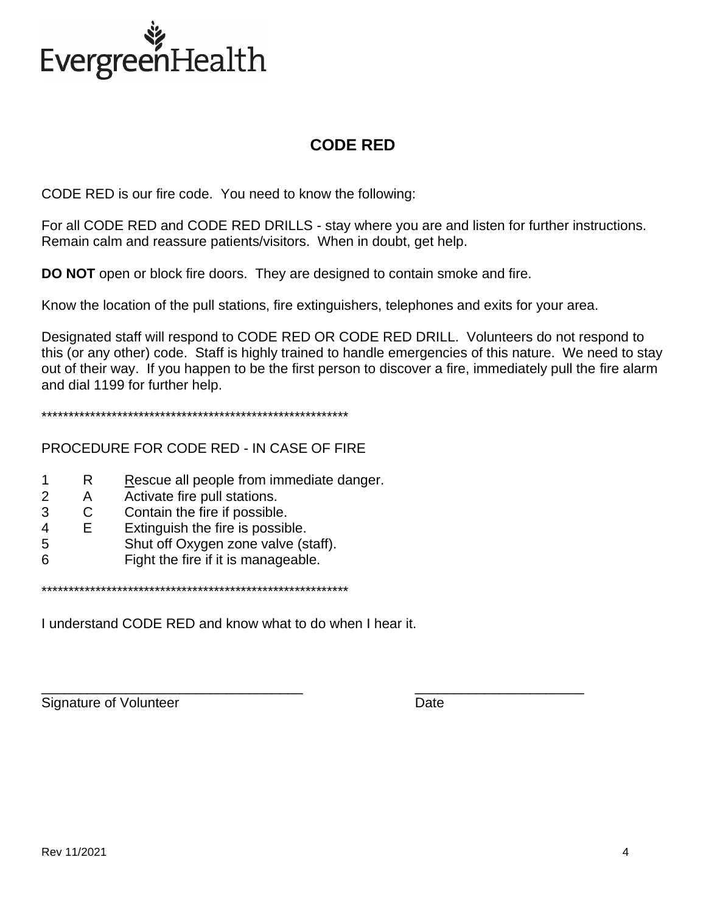EvergreenHealth

# CODE RED

CODE RED is our fire code. You need to know the following:

For all CODE RED and CODE RED DRILLS - stay where you are and listen for further instructions. Remain calm and reassure patients/visitors. When in doubt, get help.

**DO NOT** open or block fire doors. They are designed to contain smoke and fire.

Know the location of the pull stations, fire extinguishers, telephones and exits for your area.

Designated staff will respond to CODE RED OR CODE RED DRILL. Volunteers do not respond to this (or any other) code. Staff is highly trained to handle emergencies of this nature. We need to stay out of their way. If you happen to be the first person to discover a fire, immediately pull the fire alarm and dial 1199 for further help.

\*\*\*\*\*\*\*\*\*\*\*\*\*\*\*\*\*\*\*\*\*\*\*\*\*\*\*\*\*\*\*\*\*\*\*\*\*\*\*\*\*\*\*\*\*\*\*\*\*\*\*\*\*\*\*\*\*\*\*\*

PROCEDURE FOR CODE RED - IN CASE OF FIRE

1 R Rescue all people from immediate danger.
2 A Activate fire pull stations.
3 C Contain the fire if possible.
4 E Extinguish the fire is possible.
5 Shut off Oxygen zone valve (staff).
6 Fight the fire if it is manageable.

\*\*\*\*\*\*\*\*\*\*\*\*\*\*\*\*\*\*\*\*\*\*\*\*\*\*\*\*\*\*\*\*\*\*\*\*\*\*\*\*\*\*\*\*\*\*\*\*\*\*\*\*\*\*\*\*\*\*\*\*

I understand CODE RED and know what to do when I hear it.

\_\_\_\_\_\_\_\_\_\_\_\_\_\_\_\_\_\_\_\_\_\_\_\_\_\_\_\_\_\_\_\_\_\_\_ \_\_\_\_\_\_\_\_\_\_\_\_\_\_\_\_\_\_\_\_\_\_\_

Signature of Volunteer Date

Rev 11/2021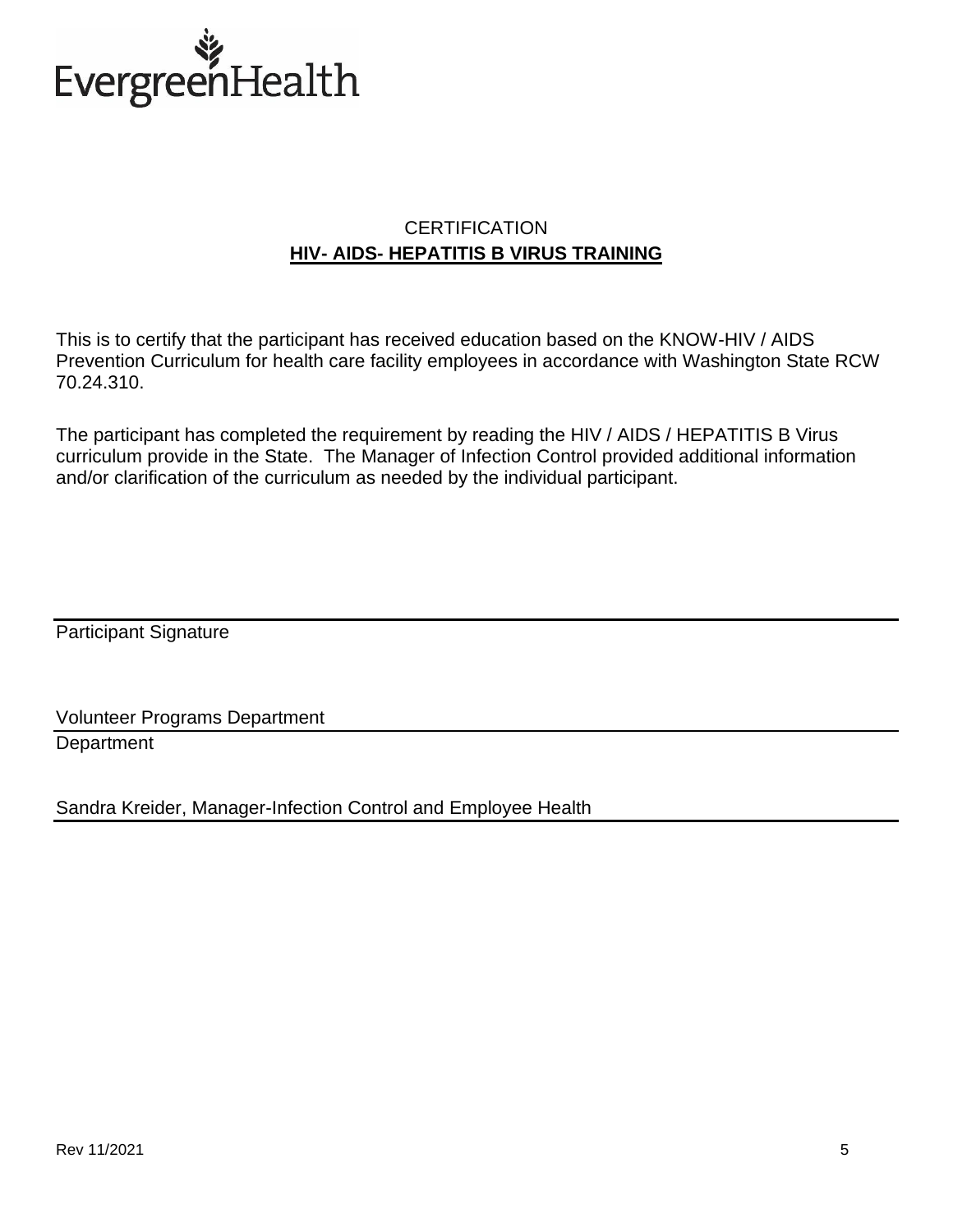EvergreenHealth

## CERTIFICATION

**HIV- AIDS- HEPATITIS B VIRUS TRAINING**

This is to certify that the participant has received education based on the KNOW-HIV / AIDS Prevention Curriculum for health care facility employees in accordance with Washington State RCW 70.24.310.

The participant has completed the requirement by reading the HIV / AIDS / HEPATITIS B Virus curriculum provide in the State. The Manager of Infection Control provided additional information and/or clarification of the curriculum as needed by the individual participant.

______________________________

Participant Signature

Volunteer Programs Department
______________________________

Department

Sandra Kreider, Manager-Infection Control and Employee Health
______________________________

Rev 11/2021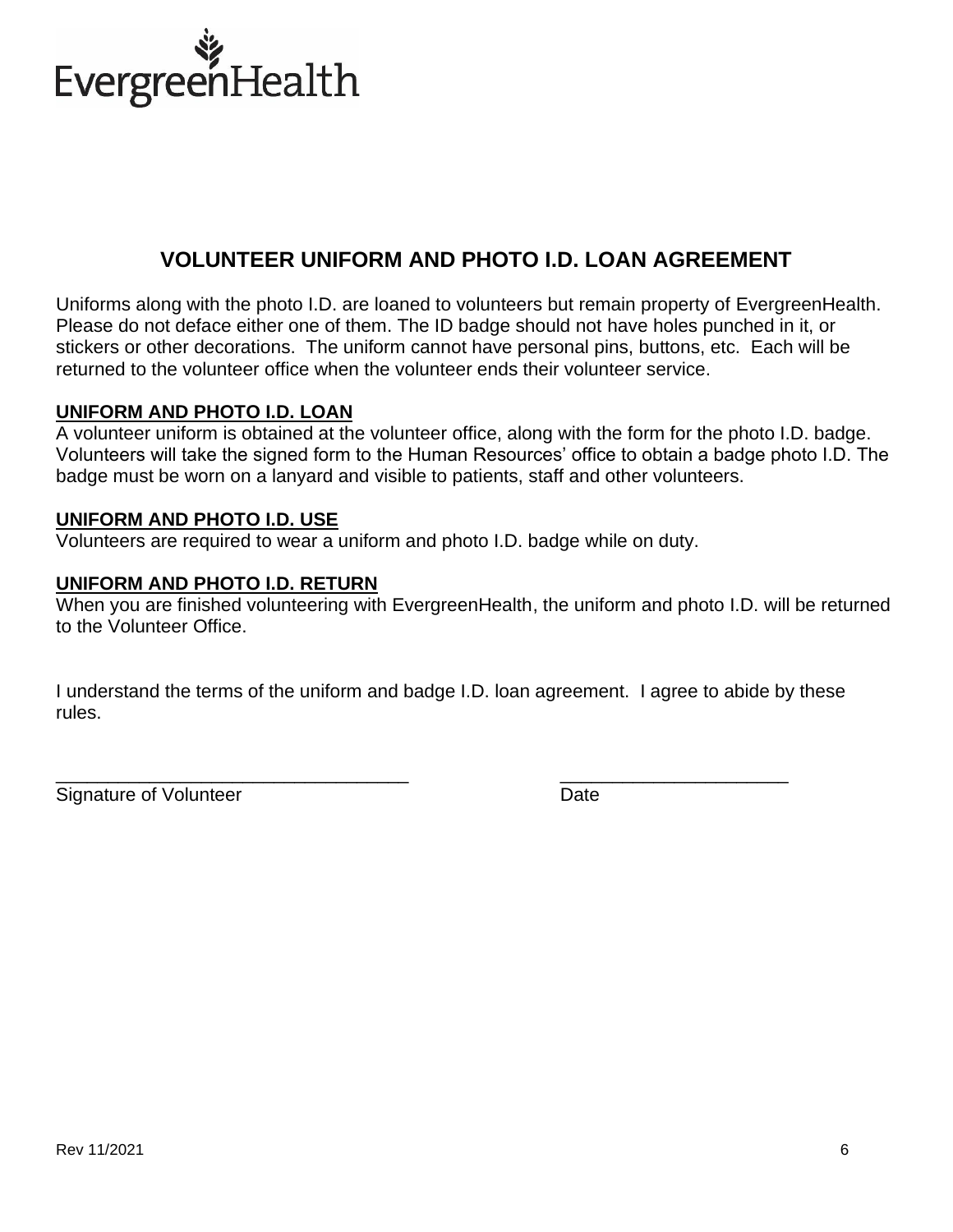EvergreenHealth

# VOLUNTEER UNIFORM AND PHOTO I.D. LOAN AGREEMENT

Uniforms along with the photo I.D. are loaned to volunteers but remain property of EvergreenHealth. Please do not deface either one of them. The ID badge should not have holes punched in it, or stickers or other decorations. The uniform cannot have personal pins, buttons, etc. Each will be returned to the volunteer office when the volunteer ends their volunteer service.

**UNIFORM AND PHOTO I.D. LOAN**

A volunteer uniform is obtained at the volunteer office, along with the form for the photo I.D. badge. Volunteers will take the signed form to the Human Resources' office to obtain a badge photo I.D. The badge must be worn on a lanyard and visible to patients, staff and other volunteers.

**UNIFORM AND PHOTO I.D. USE**

Volunteers are required to wear a uniform and photo I.D. badge while on duty.

**UNIFORM AND PHOTO I.D. RETURN**

When you are finished volunteering with EvergreenHealth, the uniform and photo I.D. will be returned to the Volunteer Office.

I understand the terms of the uniform and badge I.D. loan agreement. I agree to abide by these rules.

___________________________________ ______________________

Signature of Volunteer Date

Rev 11/2021